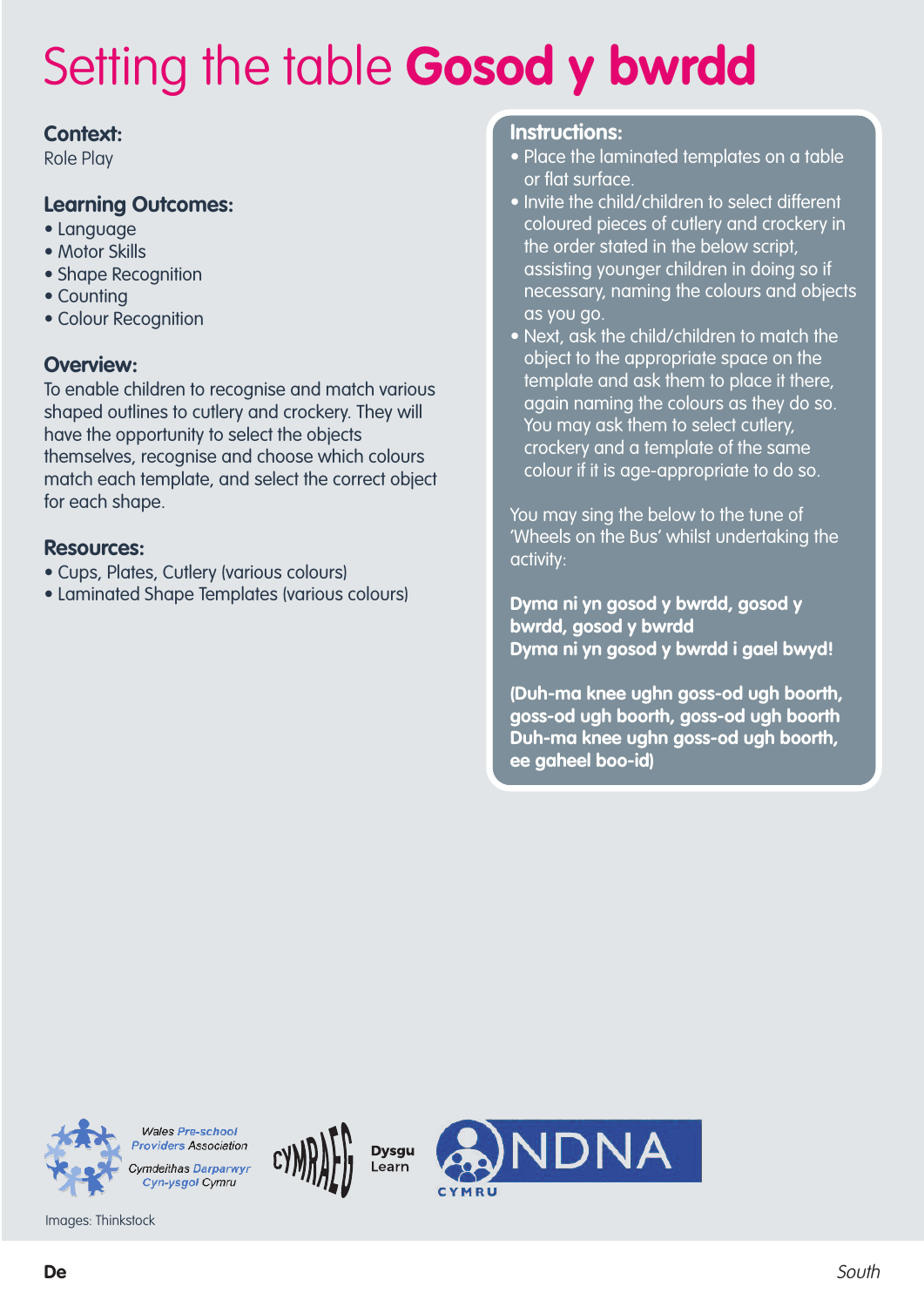# Setting the table **Gosod y bwrdd**

### Context:
Role Play

### Learning Outcomes:
- Language
- Motor Skills
- Shape Recognition
- Counting
- Colour Recognition

### Overview:
To enable children to recognise and match various shaped outlines to cutlery and crockery. They will have the opportunity to select the objects themselves, recognise and choose which colours match each template, and select the correct object for each shape.

### Resources:
- Cups, Plates, Cutlery (various colours)
- Laminated Shape Templates (various colours)

### Instructions:
- Place the laminated templates on a table or flat surface.
- Invite the child/children to select different coloured pieces of cutlery and crockery in the order stated in the below script, assisting younger children in doing so if necessary, naming the colours and objects as you go.
- Next, ask the child/children to match the object to the appropriate space on the template and ask them to place it there, again naming the colours as they do so. You may ask them to select cutlery, crockery and a template of the same colour if it is age-appropriate to do so.

You may sing the below to the tune of 'Wheels on the Bus' whilst undertaking the activity:

**Dyma ni yn gosod y bwrdd, gosod y bwrdd, gosod y bwrdd**
**Dyma ni yn gosod y bwrdd i gael bwyd!**

**(Duh-ma knee ughn goss-od ugh boorth, goss-od ugh boorth, goss-od ugh boorth**
**Duh-ma knee ughn goss-od ugh boorth, ee gaheel boo-id)**

Wales Pre-school Providers Association
Cymdeithas Darparwyr Cyn-ysgol Cymru

CYMRAEG

Dysgu Learn

NDNA CYMRU

Images: Thinkstock

**De** *South*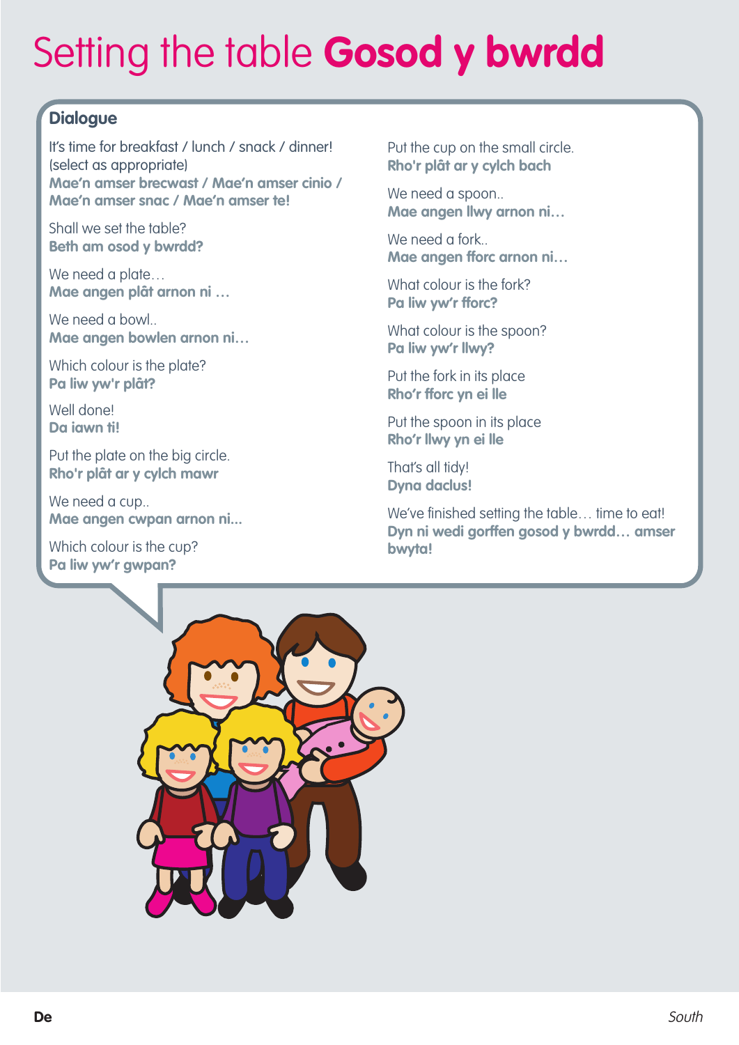# Setting the table **Gosod y bwrdd**

## Dialogue

It's time for breakfast / lunch / snack / dinner! (select as appropriate)
**Mae'n amser brecwast / Mae'n amser cinio / Mae'n amser snac / Mae'n amser te!**

Shall we set the table?
**Beth am osod y bwrdd?**

We need a plate…
**Mae angen plât arnon ni …**

We need a bowl..
**Mae angen bowlen arnon ni…**

Which colour is the plate?
**Pa liw yw'r plât?**

Well done!
**Da iawn ti!**

Put the plate on the big circle.
**Rho'r plât ar y cylch mawr**

We need a cup..
**Mae angen cwpan arnon ni...**

Which colour is the cup?
**Pa liw yw'r gwpan?**

Put the cup on the small circle.
**Rho'r plât ar y cylch bach**

We need a spoon..
**Mae angen llwy arnon ni…**

We need a fork..
**Mae angen fforc arnon ni…**

What colour is the fork?
**Pa liw yw'r fforc?**

What colour is the spoon?
**Pa liw yw'r llwy?**

Put the fork in its place
**Rho'r fforc yn ei lle**

Put the spoon in its place
**Rho'r llwy yn ei lle**

That's all tidy!
**Dyna daclus!**

We've finished setting the table… time to eat!
**Dyn ni wedi gorffen gosod y bwrdd… amser bwyta!**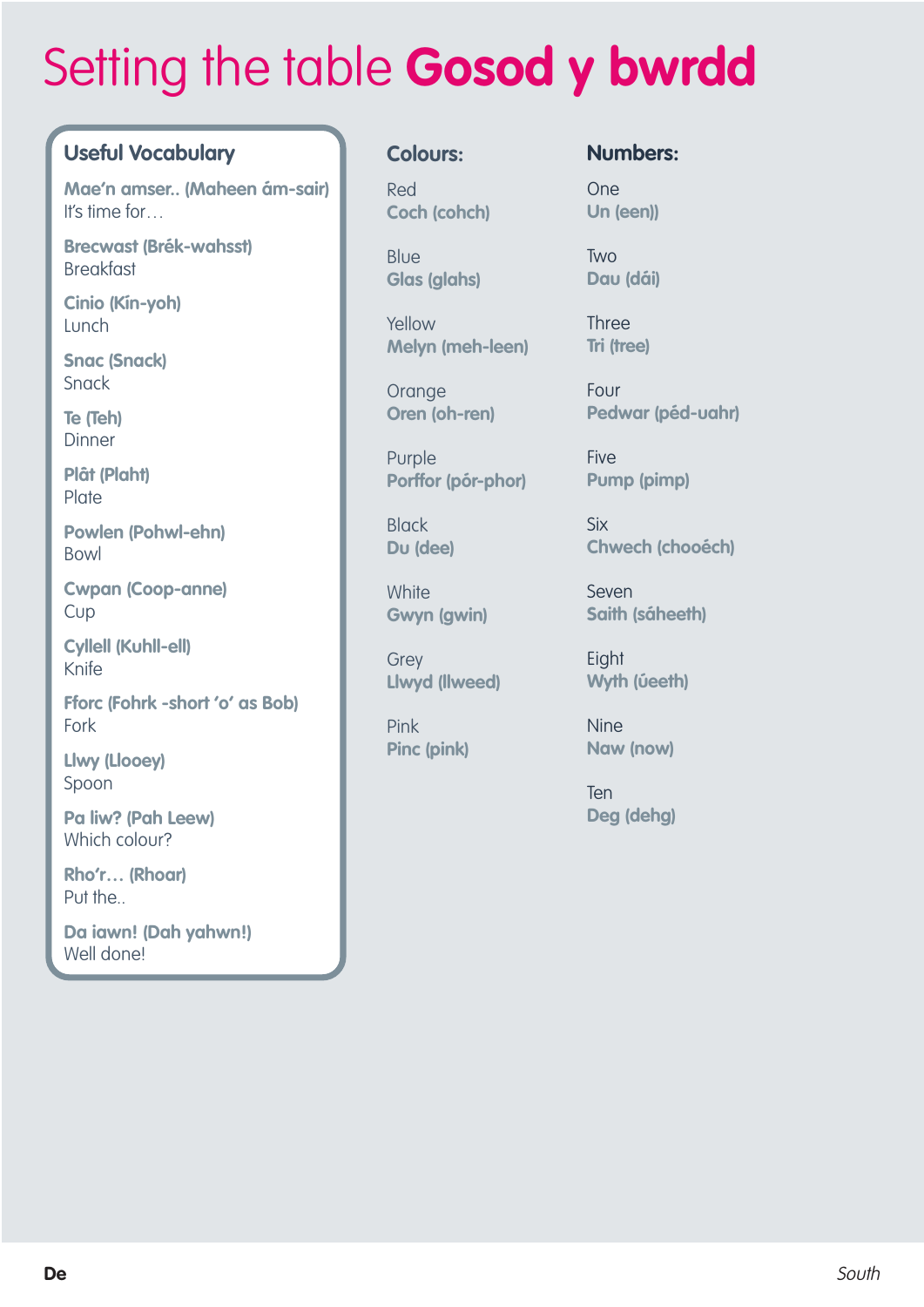# Setting the table **Gosod y bwrdd**

## Useful Vocabulary

**Mae'n amser.. (Maheen ám-sair)**
It's time for…

**Brecwast (Brék-wahsst)**
Breakfast

**Cinio (Kín-yoh)**
Lunch

**Snac (Snack)**
Snack

**Te (Teh)**
Dinner

**Plât (Plaht)**
Plate

**Powlen (Pohwl-ehn)**
Bowl

**Cwpan (Coop-anne)**
Cup

**Cyllell (Kuhll-ell)**
Knife

**Fforc (Fohrk -short 'o' as Bob)**
Fork

**Llwy (Llooey)**
Spoon

**Pa liw? (Pah Leew)**
Which colour?

**Rho'r… (Rhoar)**
Put the..

**Da iawn! (Dah yahwn!)**
Well done!

## Colours:

Red
**Coch (cohch)**

Blue
**Glas (glahs)**

Yellow
**Melyn (meh-leen)**

Orange
**Oren (oh-ren)**

Purple
**Porffor (pór-phor)**

Black
**Du (dee)**

White
**Gwyn (gwin)**

Grey
**Llwyd (llweed)**

Pink
**Pinc (pink)**

## Numbers:

One
**Un (een))**

Two
**Dau (dâi)**

Three
**Tri (tree)**

Four
**Pedwar (péd-uahr)**

Five
**Pump (pimp)**

Six
**Chwech (chooéch)**

Seven
**Saith (sáheeth)**

Eight
**Wyth (úeeth)**

Nine
**Naw (now)**

Ten
**Deg (dehg)**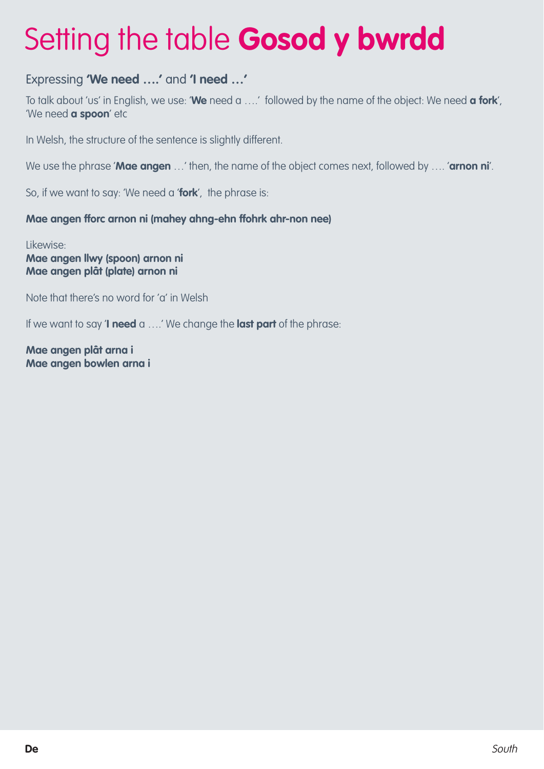# Setting the table **Gosod y bwrdd**

## Expressing **'We need ….'** and **'I need …'**

To talk about 'us' in English, we use: '**We** need a ….'  followed by the name of the object: We need **a fork**', 'We need **a spoon**' etc

In Welsh, the structure of the sentence is slightly different.

We use the phrase '**Mae angen** …' then, the name of the object comes next, followed by …. '**arnon ni**'.

So, if we want to say: 'We need a '**fork**',  the phrase is:

**Mae angen fforc arnon ni (mahey ahng-ehn ffohrk ahr-non nee)**

Likewise:
**Mae angen llwy (spoon) arnon ni**
**Mae angen plât (plate) arnon ni**

Note that there's no word for 'a' in Welsh

If we want to say '**I need** a ….' We change the **last part** of the phrase:

**Mae angen plât arna i**
**Mae angen bowlen arna i**